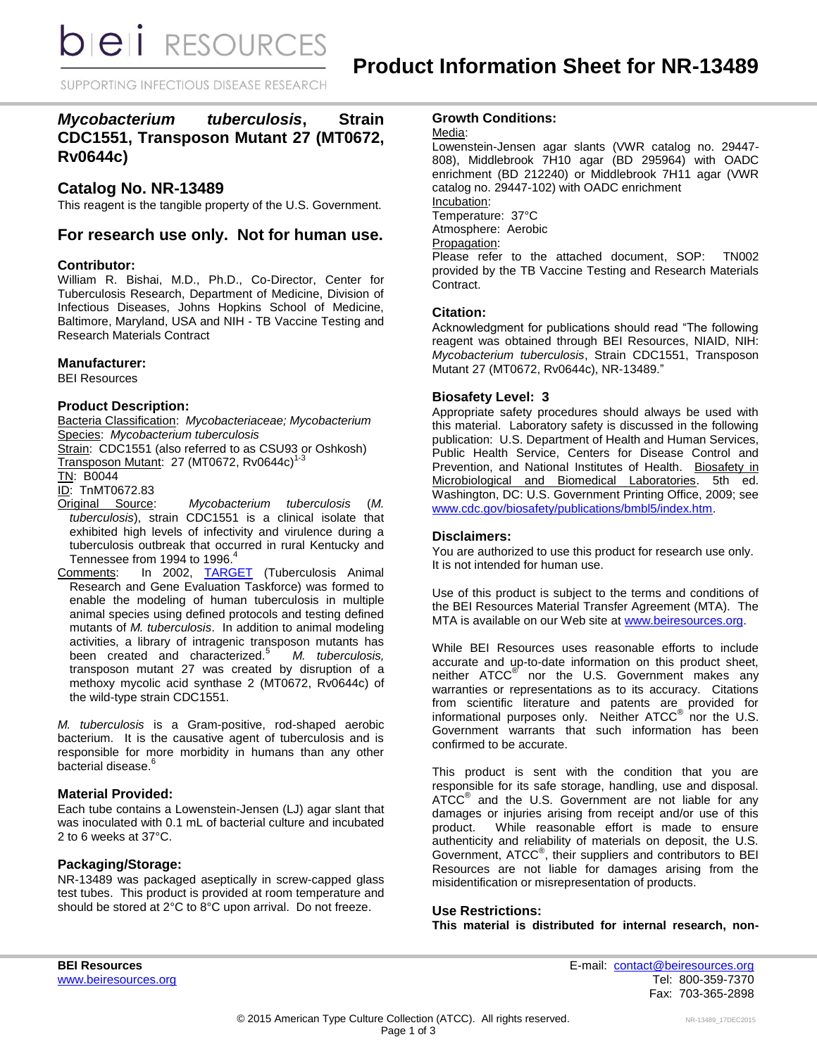# Product Information Sheet for NR-13489

## *Mycobacterium tuberculosis*, Strain CDC1551, Transposon Mutant 27 (MT0672, Rv0644c)

## Catalog No. NR-13489

This reagent is the tangible property of the U.S. Government.

## For research use only. Not for human use.

### Contributor:

William R. Bishai, M.D., Ph.D., Co-Director, Center for Tuberculosis Research, Department of Medicine, Division of Infectious Diseases, Johns Hopkins School of Medicine, Baltimore, Maryland, USA and NIH - TB Vaccine Testing and Research Materials Contract

### Manufacturer:

BEI Resources

### Product Description:

Bacteria Classification: *Mycobacteriaceae; Mycobacterium*
Species: *Mycobacterium tuberculosis*
Strain: CDC1551 (also referred to as CSU93 or Oshkosh)
Transposon Mutant: 27 (MT0672, Rv0644c)[1-3]
TN: B0044
ID: TnMT0672.83
Original Source: *Mycobacterium tuberculosis* (*M. tuberculosis*), strain CDC1551 is a clinical isolate that exhibited high levels of infectivity and virulence during a tuberculosis outbreak that occurred in rural Kentucky and Tennessee from 1994 to 1996.[4]
Comments: In 2002, TARGET (Tuberculosis Animal Research and Gene Evaluation Taskforce) was formed to enable the modeling of human tuberculosis in multiple animal species using defined protocols and testing defined mutants of *M. tuberculosis*. In addition to animal modeling activities, a library of intragenic transposon mutants has been created and characterized.[5] *M. tuberculosis,* transposon mutant 27 was created by disruption of a methoxy mycolic acid synthase 2 (MT0672, Rv0644c) of the wild-type strain CDC1551.

*M. tuberculosis* is a Gram-positive, rod-shaped aerobic bacterium. It is the causative agent of tuberculosis and is responsible for more morbidity in humans than any other bacterial disease.[6]

### Material Provided:

Each tube contains a Lowenstein-Jensen (LJ) agar slant that was inoculated with 0.1 mL of bacterial culture and incubated 2 to 6 weeks at 37°C.

### Packaging/Storage:

NR-13489 was packaged aseptically in screw-capped glass test tubes. This product is provided at room temperature and should be stored at 2°C to 8°C upon arrival. Do not freeze.

### Growth Conditions:

Media:
Lowenstein-Jensen agar slants (VWR catalog no. 29447-808), Middlebrook 7H10 agar (BD 295964) with OADC enrichment (BD 212240) or Middlebrook 7H11 agar (VWR catalog no. 29447-102) with OADC enrichment
Incubation:
Temperature: 37°C
Atmosphere: Aerobic
Propagation:
Please refer to the attached document, SOP: TN002 provided by the TB Vaccine Testing and Research Materials Contract.

### Citation:

Acknowledgment for publications should read "The following reagent was obtained through BEI Resources, NIAID, NIH: *Mycobacterium tuberculosis*, Strain CDC1551, Transposon Mutant 27 (MT0672, Rv0644c), NR-13489."

### Biosafety Level: 3

Appropriate safety procedures should always be used with this material. Laboratory safety is discussed in the following publication: U.S. Department of Health and Human Services, Public Health Service, Centers for Disease Control and Prevention, and National Institutes of Health. Biosafety in Microbiological and Biomedical Laboratories. 5th ed. Washington, DC: U.S. Government Printing Office, 2009; see www.cdc.gov/biosafety/publications/bmbl5/index.htm.

### Disclaimers:

You are authorized to use this product for research use only. It is not intended for human use.

Use of this product is subject to the terms and conditions of the BEI Resources Material Transfer Agreement (MTA). The MTA is available on our Web site at www.beiresources.org.

While BEI Resources uses reasonable efforts to include accurate and up-to-date information on this product sheet, neither ATCC® nor the U.S. Government makes any warranties or representations as to its accuracy. Citations from scientific literature and patents are provided for informational purposes only. Neither ATCC® nor the U.S. Government warrants that such information has been confirmed to be accurate.

This product is sent with the condition that you are responsible for its safe storage, handling, use and disposal. ATCC® and the U.S. Government are not liable for any damages or injuries arising from receipt and/or use of this product. While reasonable effort is made to ensure authenticity and reliability of materials on deposit, the U.S. Government, ATCC®, their suppliers and contributors to BEI Resources are not liable for damages arising from the misidentification or misrepresentation of products.

### Use Restrictions:

**This material is distributed for internal research, non-**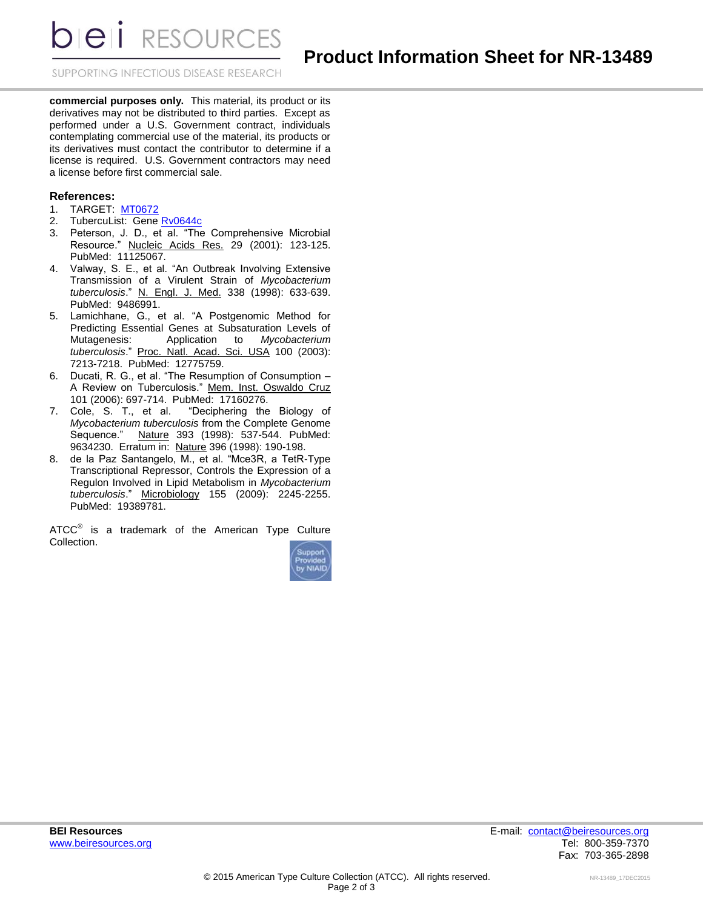**commercial purposes only.** This material, its product or its derivatives may not be distributed to third parties. Except as performed under a U.S. Government contract, individuals contemplating commercial use of the material, its products or its derivatives must contact the contributor to determine if a license is required. U.S. Government contractors may need a license before first commercial sale.

## References:

1. TARGET: MT0672
2. TubercuList: Gene Rv0644c
3. Peterson, J. D., et al. "The Comprehensive Microbial Resource." Nucleic Acids Res. 29 (2001): 123-125. PubMed: 11125067.
4. Valway, S. E., et al. "An Outbreak Involving Extensive Transmission of a Virulent Strain of *Mycobacterium tuberculosis*." N. Engl. J. Med. 338 (1998): 633-639. PubMed: 9486991.
5. Lamichhane, G., et al. "A Postgenomic Method for Predicting Essential Genes at Subsaturation Levels of Mutagenesis: Application to *Mycobacterium tuberculosis*." Proc. Natl. Acad. Sci. USA 100 (2003): 7213-7218. PubMed: 12775759.
6. Ducati, R. G., et al. "The Resumption of Consumption – A Review on Tuberculosis." Mem. Inst. Oswaldo Cruz 101 (2006): 697-714. PubMed: 17160276.
7. Cole, S. T., et al. "Deciphering the Biology of *Mycobacterium tuberculosis* from the Complete Genome Sequence." Nature 393 (1998): 537-544. PubMed: 9634230. Erratum in: Nature 396 (1998): 190-198.
8. de la Paz Santangelo, M., et al. "Mce3R, a TetR-Type Transcriptional Repressor, Controls the Expression of a Regulon Involved in Lipid Metabolism in *Mycobacterium tuberculosis*." Microbiology 155 (2009): 2245-2255. PubMed: 19389781.

ATCC® is a trademark of the American Type Culture Collection.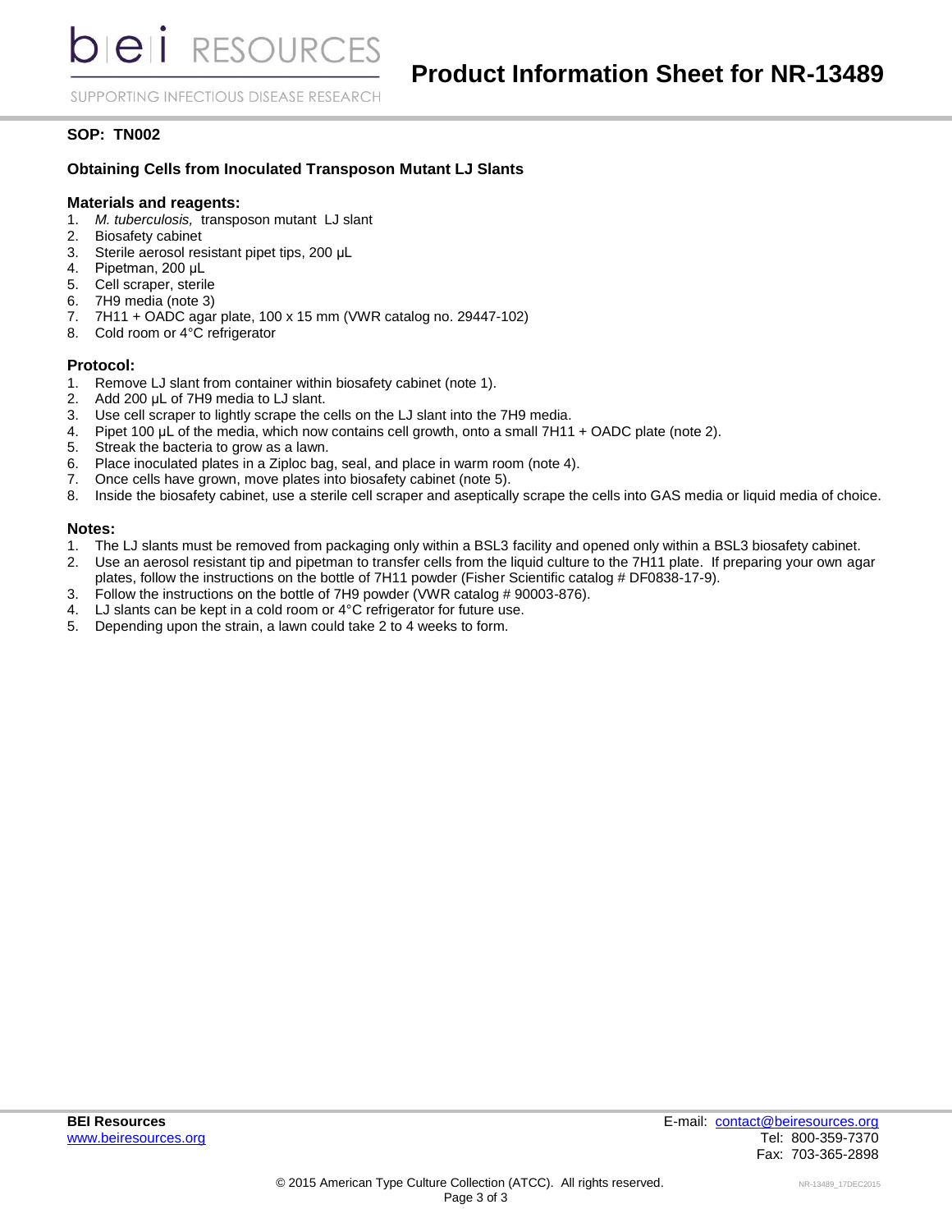**SOP: TN002**

### Obtaining Cells from Inoculated Transposon Mutant LJ Slants

#### Materials and reagents:

1. *M. tuberculosis,* transposon mutant LJ slant
2. Biosafety cabinet
3. Sterile aerosol resistant pipet tips, 200 µL
4. Pipetman, 200 µL
5. Cell scraper, sterile
6. 7H9 media (note 3)
7. 7H11 + OADC agar plate, 100 x 15 mm (VWR catalog no. 29447-102)
8. Cold room or 4°C refrigerator

#### Protocol:

1. Remove LJ slant from container within biosafety cabinet (note 1).
2. Add 200 µL of 7H9 media to LJ slant.
3. Use cell scraper to lightly scrape the cells on the LJ slant into the 7H9 media.
4. Pipet 100 µL of the media, which now contains cell growth, onto a small 7H11 + OADC plate (note 2).
5. Streak the bacteria to grow as a lawn.
6. Place inoculated plates in a Ziploc bag, seal, and place in warm room (note 4).
7. Once cells have grown, move plates into biosafety cabinet (note 5).
8. Inside the biosafety cabinet, use a sterile cell scraper and aseptically scrape the cells into GAS media or liquid media of choice.

#### Notes:

1. The LJ slants must be removed from packaging only within a BSL3 facility and opened only within a BSL3 biosafety cabinet.
2. Use an aerosol resistant tip and pipetman to transfer cells from the liquid culture to the 7H11 plate. If preparing your own agar plates, follow the instructions on the bottle of 7H11 powder (Fisher Scientific catalog # DF0838-17-9).
3. Follow the instructions on the bottle of 7H9 powder (VWR catalog # 90003-876).
4. LJ slants can be kept in a cold room or 4°C refrigerator for future use.
5. Depending upon the strain, a lawn could take 2 to 4 weeks to form.